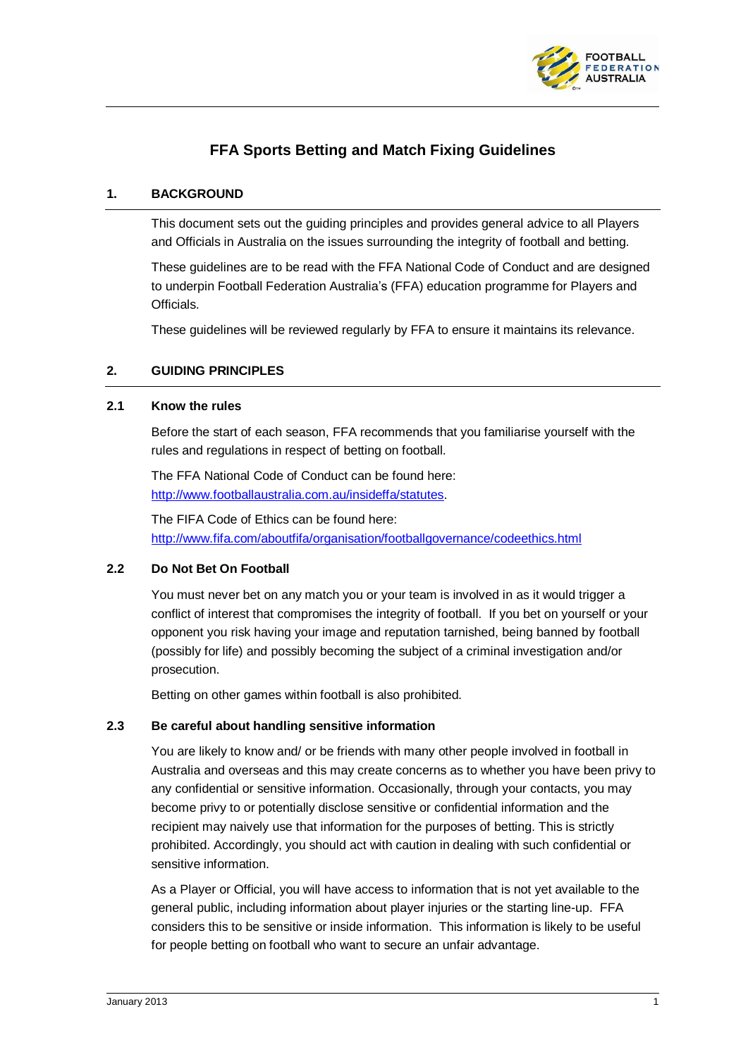# FFA Sports Betting and Match Fixing Guidelines

## 1. BACKGROUND

This document sets out the guiding principles and provides general advice to all Players and Officials in Australia on the issues surrounding the integrity of football and betting.

These guidelines are to be read with the FFA National Code of Conduct and are designed to underpin Football Federation Australia's (FFA) education programme for Players and Officials.

These guidelines will be reviewed regularly by FFA to ensure it maintains its relevance.

## 2. GUIDING PRINCIPLES

### 2.1 Know the rules

Before the start of each season, FFA recommends that you familiarise yourself with the rules and regulations in respect of betting on football.

The FFA National Code of Conduct can be found here: [http://www.footballaustralia.com.au/insideffa/statutes](http://www.footballaustralia.com.au/insideffa/statutes).

The FIFA Code of Ethics can be found here: [http://www.fifa.com/aboutfifa/organisation/footballgovernance/codeethics.html](http://www.fifa.com/aboutfifa/organisation/footballgovernance/codeethics.html)

### 2.2 Do Not Bet On Football

You must never bet on any match you or your team is involved in as it would trigger a conflict of interest that compromises the integrity of football. If you bet on yourself or your opponent you risk having your image and reputation tarnished, being banned by football (possibly for life) and possibly becoming the subject of a criminal investigation and/or prosecution.

Betting on other games within football is also prohibited.

### 2.3 Be careful about handling sensitive information

You are likely to know and/ or be friends with many other people involved in football in Australia and overseas and this may create concerns as to whether you have been privy to any confidential or sensitive information. Occasionally, through your contacts, you may become privy to or potentially disclose sensitive or confidential information and the recipient may naively use that information for the purposes of betting. This is strictly prohibited. Accordingly, you should act with caution in dealing with such confidential or sensitive information.

As a Player or Official, you will have access to information that is not yet available to the general public, including information about player injuries or the starting line-up. FFA considers this to be sensitive or inside information. This information is likely to be useful for people betting on football who want to secure an unfair advantage.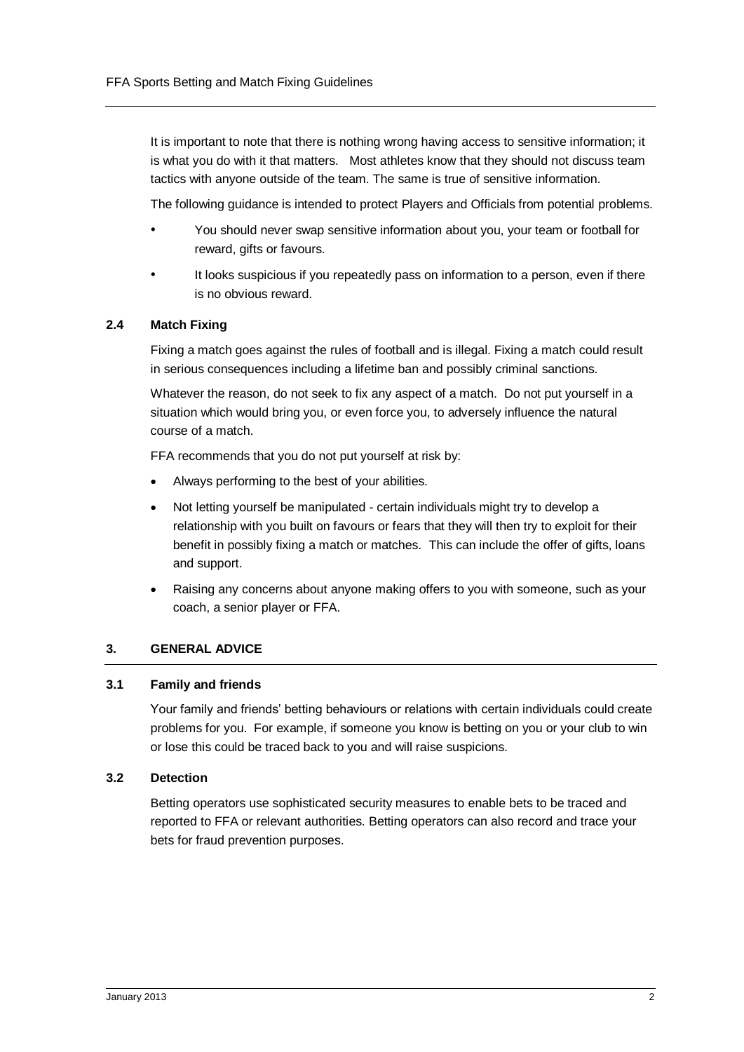It is important to note that there is nothing wrong having access to sensitive information; it is what you do with it that matters. Most athletes know that they should not discuss team tactics with anyone outside of the team. The same is true of sensitive information.

The following guidance is intended to protect Players and Officials from potential problems.

- You should never swap sensitive information about you, your team or football for reward, gifts or favours.
- It looks suspicious if you repeatedly pass on information to a person, even if there is no obvious reward.

### 2.4 Match Fixing

Fixing a match goes against the rules of football and is illegal. Fixing a match could result in serious consequences including a lifetime ban and possibly criminal sanctions.

Whatever the reason, do not seek to fix any aspect of a match. Do not put yourself in a situation which would bring you, or even force you, to adversely influence the natural course of a match.

FFA recommends that you do not put yourself at risk by:

- Always performing to the best of your abilities.
- Not letting yourself be manipulated - certain individuals might try to develop a relationship with you built on favours or fears that they will then try to exploit for their benefit in possibly fixing a match or matches. This can include the offer of gifts, loans and support.
- Raising any concerns about anyone making offers to you with someone, such as your coach, a senior player or FFA.

## 3. GENERAL ADVICE

### 3.1 Family and friends

Your family and friends' betting behaviours or relations with certain individuals could create problems for you. For example, if someone you know is betting on you or your club to win or lose this could be traced back to you and will raise suspicions.

### 3.2 Detection

Betting operators use sophisticated security measures to enable bets to be traced and reported to FFA or relevant authorities. Betting operators can also record and trace your bets for fraud prevention purposes.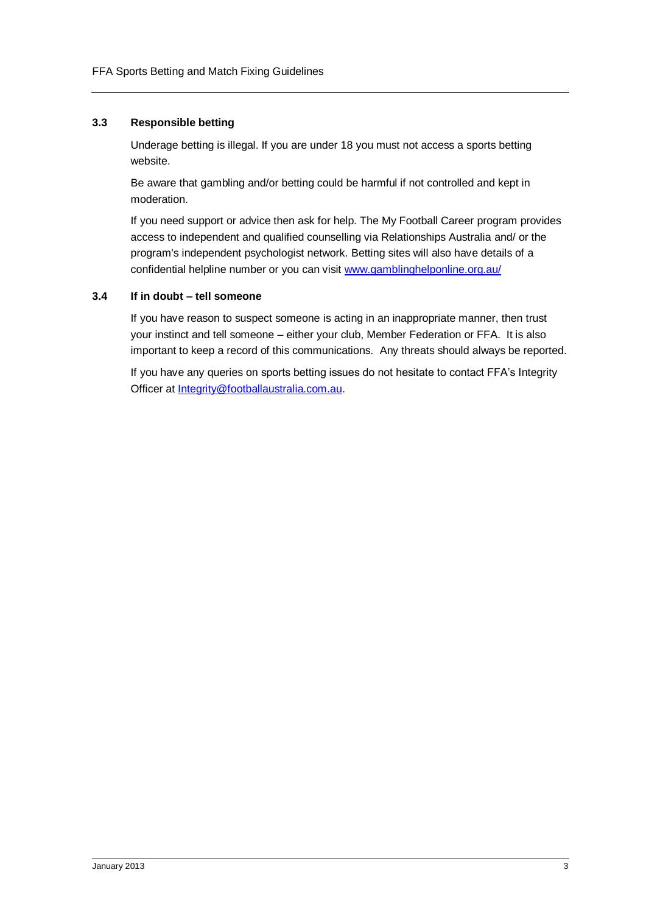### 3.3 Responsible betting

Underage betting is illegal. If you are under 18 you must not access a sports betting website.

Be aware that gambling and/or betting could be harmful if not controlled and kept in moderation.

If you need support or advice then ask for help. The My Football Career program provides access to independent and qualified counselling via Relationships Australia and/ or the program's independent psychologist network. Betting sites will also have details of a confidential helpline number or you can visit [www.gamblinghelponline.org.au/](http://www.gamblinghelponline.org.au/)

### 3.4 If in doubt – tell someone

If you have reason to suspect someone is acting in an inappropriate manner, then trust your instinct and tell someone – either your club, Member Federation or FFA. It is also important to keep a record of this communications. Any threats should always be reported.

If you have any queries on sports betting issues do not hesitate to contact FFA's Integrity Officer at [Integrity@footballaustralia.com.au](mailto:Integrity@footballaustralia.com.au).